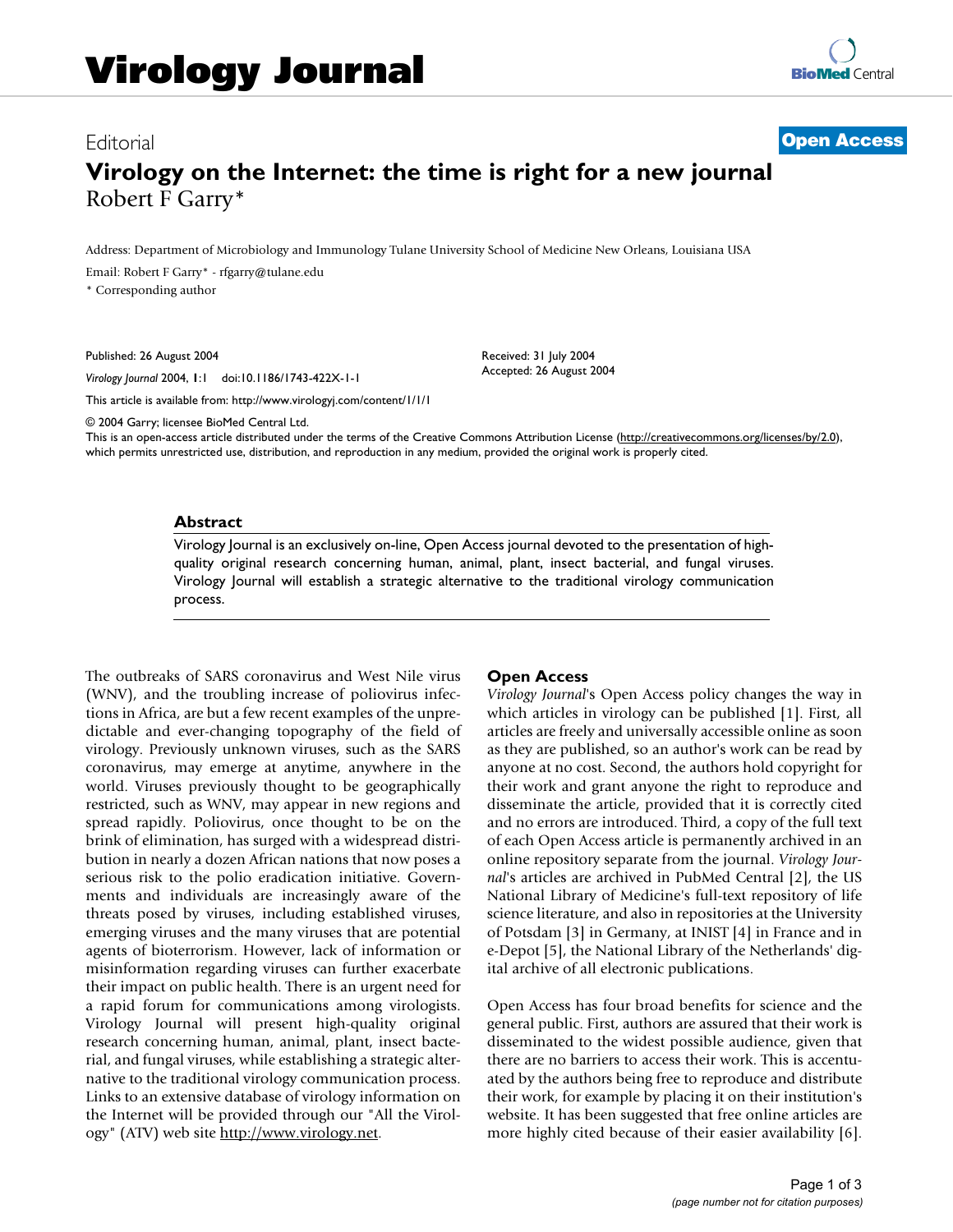# Virology Journal

Editorial

**Open Access**

# Virology on the Internet: the time is right for a new journal

Robert F Garry*

Address: Department of Microbiology and Immunology Tulane University School of Medicine New Orleans, Louisiana USA

Email: Robert F Garry* - rfgarry@tulane.edu

* Corresponding author

Published: 26 August 2004

*Virology Journal* 2004, **1**:1 doi:10.1186/1743-422X-1-1

Received: 31 July 2004
Accepted: 26 August 2004

This article is available from: http://www.virologyj.com/content/1/1/1

© 2004 Garry; licensee BioMed Central Ltd.
This is an open-access article distributed under the terms of the Creative Commons Attribution License (http://creativecommons.org/licenses/by/2.0), which permits unrestricted use, distribution, and reproduction in any medium, provided the original work is properly cited.

## Abstract

Virology Journal is an exclusively on-line, Open Access journal devoted to the presentation of high-quality original research concerning human, animal, plant, insect bacterial, and fungal viruses. Virology Journal will establish a strategic alternative to the traditional virology communication process.

The outbreaks of SARS coronavirus and West Nile virus (WNV), and the troubling increase of poliovirus infections in Africa, are but a few recent examples of the unpredictable and ever-changing topography of the field of virology. Previously unknown viruses, such as the SARS coronavirus, may emerge at anytime, anywhere in the world. Viruses previously thought to be geographically restricted, such as WNV, may appear in new regions and spread rapidly. Poliovirus, once thought to be on the brink of elimination, has surged with a widespread distribution in nearly a dozen African nations that now poses a serious risk to the polio eradication initiative. Governments and individuals are increasingly aware of the threats posed by viruses, including established viruses, emerging viruses and the many viruses that are potential agents of bioterrorism. However, lack of information or misinformation regarding viruses can further exacerbate their impact on public health. There is an urgent need for a rapid forum for communications among virologists. Virology Journal will present high-quality original research concerning human, animal, plant, insect bacterial, and fungal viruses, while establishing a strategic alternative to the traditional virology communication process. Links to an extensive database of virology information on the Internet will be provided through our "All the Virology" (ATV) web site http://www.virology.net.

## Open Access

*Virology Journal*'s Open Access policy changes the way in which articles in virology can be published [1]. First, all articles are freely and universally accessible online as soon as they are published, so an author's work can be read by anyone at no cost. Second, the authors hold copyright for their work and grant anyone the right to reproduce and disseminate the article, provided that it is correctly cited and no errors are introduced. Third, a copy of the full text of each Open Access article is permanently archived in an online repository separate from the journal. *Virology Journal*'s articles are archived in PubMed Central [2], the US National Library of Medicine's full-text repository of life science literature, and also in repositories at the University of Potsdam [3] in Germany, at INIST [4] in France and in e-Depot [5], the National Library of the Netherlands' digital archive of all electronic publications.

Open Access has four broad benefits for science and the general public. First, authors are assured that their work is disseminated to the widest possible audience, given that there are no barriers to access their work. This is accentuated by the authors being free to reproduce and distribute their work, for example by placing it on their institution's website. It has been suggested that free online articles are more highly cited because of their easier availability [6].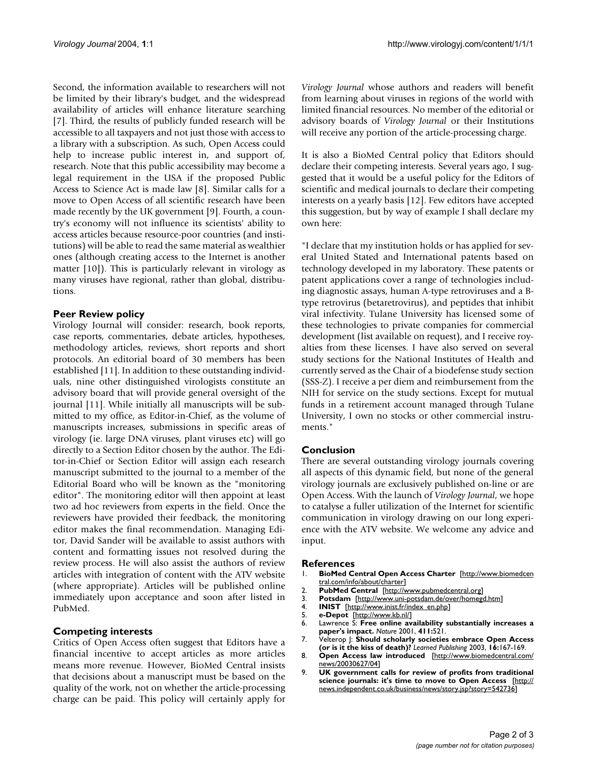Second, the information available to researchers will not be limited by their library's budget, and the widespread availability of articles will enhance literature searching [7]. Third, the results of publicly funded research will be accessible to all taxpayers and not just those with access to a library with a subscription. As such, Open Access could help to increase public interest in, and support of, research. Note that this public accessibility may become a legal requirement in the USA if the proposed Public Access to Science Act is made law [8]. Similar calls for a move to Open Access of all scientific research have been made recently by the UK government [9]. Fourth, a country's economy will not influence its scientists' ability to access articles because resource-poor countries (and institutions) will be able to read the same material as wealthier ones (although creating access to the Internet is another matter [10]). This is particularly relevant in virology as many viruses have regional, rather than global, distributions.

## Peer Review policy

Virology Journal will consider: research, book reports, case reports, commentaries, debate articles, hypotheses, methodology articles, reviews, short reports and short protocols. An editorial board of 30 members has been established [11]. In addition to these outstanding individuals, nine other distinguished virologists constitute an advisory board that will provide general oversight of the journal [11]. While initially all manuscripts will be submitted to my office, as Editor-in-Chief, as the volume of manuscripts increases, submissions in specific areas of virology (ie. large DNA viruses, plant viruses etc) will go directly to a Section Editor chosen by the author. The Editor-in-Chief or Section Editor will assign each research manuscript submitted to the journal to a member of the Editorial Board who will be known as the "monitoring editor". The monitoring editor will then appoint at least two ad hoc reviewers from experts in the field. Once the reviewers have provided their feedback, the monitoring editor makes the final recommendation. Managing Editor, David Sander will be available to assist authors with content and formatting issues not resolved during the review process. He will also assist the authors of review articles with integration of content with the ATV website (where appropriate). Articles will be published online immediately upon acceptance and soon after listed in PubMed.

## Competing interests

Critics of Open Access often suggest that Editors have a financial incentive to accept articles as more articles means more revenue. However, BioMed Central insists that decisions about a manuscript must be based on the quality of the work, not on whether the article-processing charge can be paid. This policy will certainly apply for *Virology Journal* whose authors and readers will benefit from learning about viruses in regions of the world with limited financial resources. No member of the editorial or advisory boards of *Virology Journal* or their Institutions will receive any portion of the article-processing charge.

It is also a BioMed Central policy that Editors should declare their competing interests. Several years ago, I suggested that it would be a useful policy for the Editors of scientific and medical journals to declare their competing interests on a yearly basis [12]. Few editors have accepted this suggestion, but by way of example I shall declare my own here:

"I declare that my institution holds or has applied for several United Stated and International patents based on technology developed in my laboratory. These patents or patent applications cover a range of technologies including diagnostic assays, human A-type retroviruses and a B-type retrovirus (betaretrovirus), and peptides that inhibit viral infectivity. Tulane University has licensed some of these technologies to private companies for commercial development (list available on request), and I receive royalties from these licenses. I have also served on several study sections for the National Institutes of Health and currently served as the Chair of a biodefense study section (SSS-Z). I receive a per diem and reimbursement from the NIH for service on the study sections. Except for mutual funds in a retirement account managed through Tulane University, I own no stocks or other commercial instruments."

## Conclusion

There are several outstanding virology journals covering all aspects of this dynamic field, but none of the general virology journals are exclusively published on-line or are Open Access. With the launch of *Virology Journal*, we hope to catalyse a fuller utilization of the Internet for scientific communication in virology drawing on our long experience with the ATV website. We welcome any advice and input.

## References

1. **BioMed Central Open Access Charter** [http://www.biomedcentral.com/info/about/charter]
2. **PubMed Central** [http://www.pubmedcentral.org]
3. **Potsdam** [http://www.uni-potsdam.de/over/homegd.htm]
4. **INIST** [http://www.inist.fr/index_en.php]
5. **e-Depot** [http://www.kb.nl/]
6. Lawrence S: **Free online availability substantially increases a paper's impact.** *Nature* 2001, **411:**521.
7. Velterop J: **Should scholarly societies embrace Open Access (or is it the kiss of death)?** *Learned Publishing* 2003, **16:**167-169.
8. **Open Access law introduced** [http://www.biomedcentral.com/news/20030627/04]
9. **UK government calls for review of profits from traditional science journals: it's time to move to Open Access** [http://news.independent.co.uk/business/news/story.jsp?story=542736]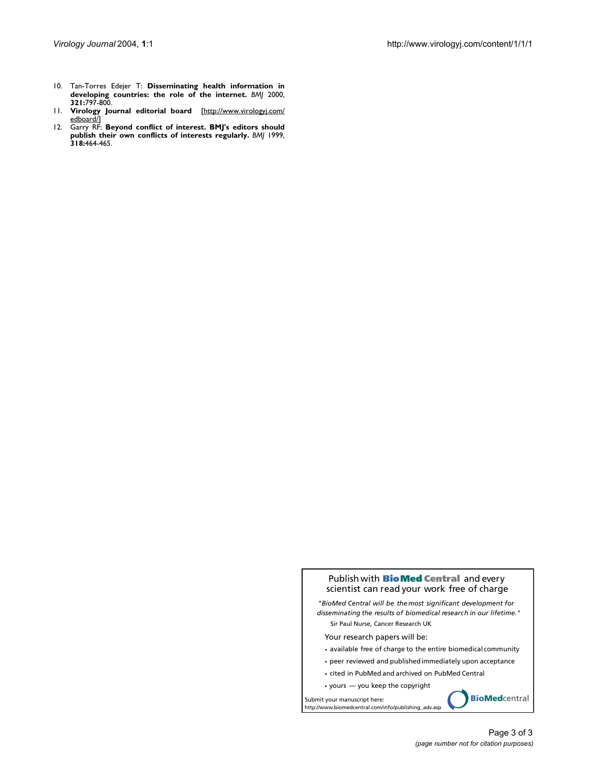10. Tan-Torres Edejer T: **Disseminating health information in developing countries: the role of the internet.** *BMJ* 2000, **321:**797-800.
11. **Virology Journal editorial board** [http://www.virologyj.com/edboard/]
12. Garry RF: **Beyond conflict of interest. BMJ's editors should publish their own conflicts of interests regularly.** *BMJ* 1999, **318:**464-465.

Publish with **BioMed Central** and every scientist can read your work free of charge

*"BioMed Central will be the most significant development for disseminating the results of biomedical research in our lifetime."*

Sir Paul Nurse, Cancer Research UK

Your research papers will be:

- available free of charge to the entire biomedical community
- peer reviewed and published immediately upon acceptance
- cited in PubMed and archived on PubMed Central
- yours — you keep the copyright

Submit your manuscript here:
http://www.biomedcentral.com/info/publishing_adv.asp

**BioMed**central